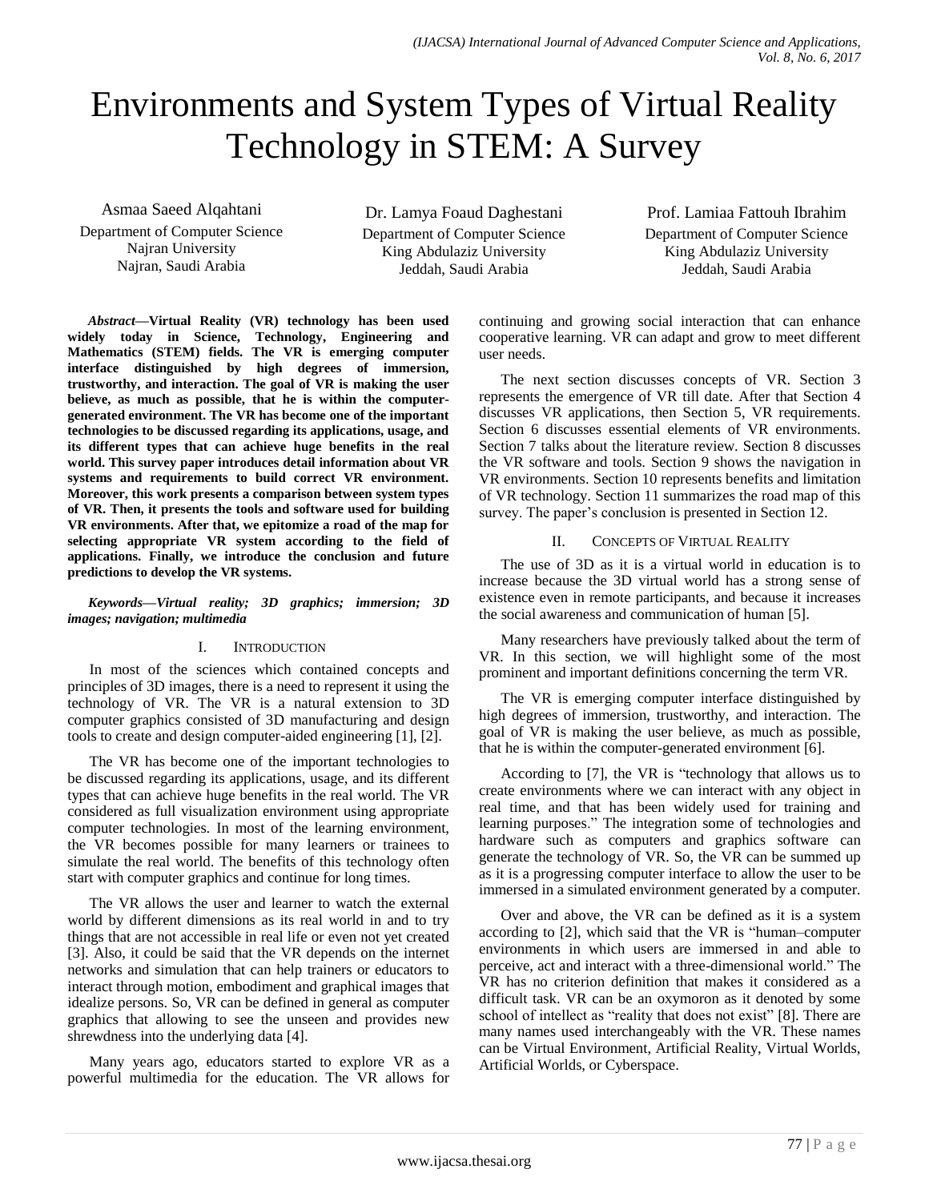# Environments and System Types of Virtual Reality Technology in STEM: A Survey

Asmaa Saeed Alqahtani
Department of Computer Science
Najran University
Najran, Saudi Arabia

Dr. Lamya Foaud Daghestani
Department of Computer Science
King Abdulaziz University
Jeddah, Saudi Arabia

Prof. Lamiaa Fattouh Ibrahim
Department of Computer Science
King Abdulaziz University
Jeddah, Saudi Arabia

***Abstract*—Virtual Reality (VR) technology has been used widely today in Science, Technology, Engineering and Mathematics (STEM) fields. The VR is emerging computer interface distinguished by high degrees of immersion, trustworthy, and interaction. The goal of VR is making the user believe, as much as possible, that he is within the computer-generated environment. The VR has become one of the important technologies to be discussed regarding its applications, usage, and its different types that can achieve huge benefits in the real world. This survey paper introduces detail information about VR systems and requirements to build correct VR environment. Moreover, this work presents a comparison between system types of VR. Then, it presents the tools and software used for building VR environments. After that, we epitomize a road of the map for selecting appropriate VR system according to the field of applications. Finally, we introduce the conclusion and future predictions to develop the VR systems.**

***Keywords*—Virtual reality; 3D graphics; immersion; 3D images; navigation; multimedia**

## I. Introduction

In most of the sciences which contained concepts and principles of 3D images, there is a need to represent it using the technology of VR. The VR is a natural extension to 3D computer graphics consisted of 3D manufacturing and design tools to create and design computer-aided engineering [1], [2].

The VR has become one of the important technologies to be discussed regarding its applications, usage, and its different types that can achieve huge benefits in the real world. The VR considered as full visualization environment using appropriate computer technologies. In most of the learning environment, the VR becomes possible for many learners or trainees to simulate the real world. The benefits of this technology often start with computer graphics and continue for long times.

The VR allows the user and learner to watch the external world by different dimensions as its real world in and to try things that are not accessible in real life or even not yet created [3]. Also, it could be said that the VR depends on the internet networks and simulation that can help trainers or educators to interact through motion, embodiment and graphical images that idealize persons. So, VR can be defined in general as computer graphics that allowing to see the unseen and provides new shrewdness into the underlying data [4].

Many years ago, educators started to explore VR as a powerful multimedia for the education. The VR allows for continuing and growing social interaction that can enhance cooperative learning. VR can adapt and grow to meet different user needs.

The next section discusses concepts of VR. Section 3 represents the emergence of VR till date. After that Section 4 discusses VR applications, then Section 5, VR requirements. Section 6 discusses essential elements of VR environments. Section 7 talks about the literature review. Section 8 discusses the VR software and tools. Section 9 shows the navigation in VR environments. Section 10 represents benefits and limitation of VR technology. Section 11 summarizes the road map of this survey. The paper's conclusion is presented in Section 12.

## II. Concepts of Virtual Reality

The use of 3D as it is a virtual world in education is to increase because the 3D virtual world has a strong sense of existence even in remote participants, and because it increases the social awareness and communication of human [5].

Many researchers have previously talked about the term of VR. In this section, we will highlight some of the most prominent and important definitions concerning the term VR.

The VR is emerging computer interface distinguished by high degrees of immersion, trustworthy, and interaction. The goal of VR is making the user believe, as much as possible, that he is within the computer-generated environment [6].

According to [7], the VR is "technology that allows us to create environments where we can interact with any object in real time, and that has been widely used for training and learning purposes." The integration some of technologies and hardware such as computers and graphics software can generate the technology of VR. So, the VR can be summed up as it is a progressing computer interface to allow the user to be immersed in a simulated environment generated by a computer.

Over and above, the VR can be defined as it is a system according to [2], which said that the VR is "human–computer environments in which users are immersed in and able to perceive, act and interact with a three-dimensional world." The VR has no criterion definition that makes it considered as a difficult task. VR can be an oxymoron as it denoted by some school of intellect as "reality that does not exist" [8]. There are many names used interchangeably with the VR. These names can be Virtual Environment, Artificial Reality, Virtual Worlds, Artificial Worlds, or Cyberspace.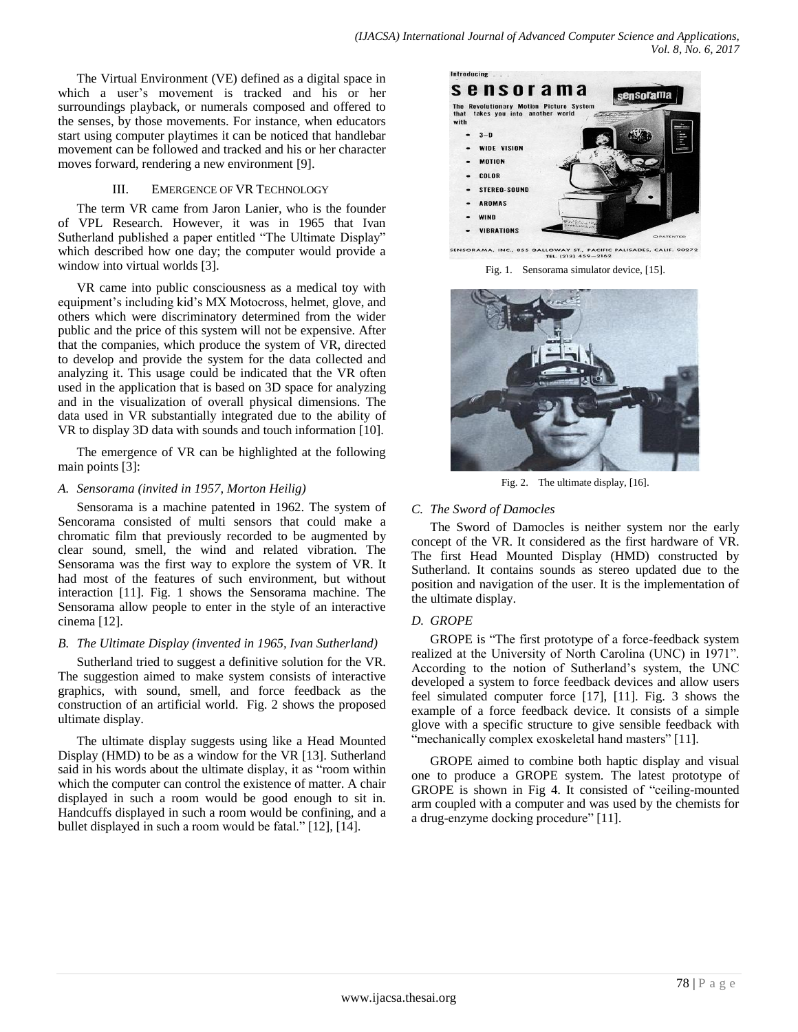The Virtual Environment (VE) defined as a digital space in which a user's movement is tracked and his or her surroundings playback, or numerals composed and offered to the senses, by those movements. For instance, when educators start using computer playtimes it can be noticed that handlebar movement can be followed and tracked and his or her character moves forward, rendering a new environment [9].

## III. Emergence of VR Technology

The term VR came from Jaron Lanier, who is the founder of VPL Research. However, it was in 1965 that Ivan Sutherland published a paper entitled "The Ultimate Display" which described how one day; the computer would provide a window into virtual worlds [3].

VR came into public consciousness as a medical toy with equipment's including kid's MX Motocross, helmet, glove, and others which were discriminatory determined from the wider public and the price of this system will not be expensive. After that the companies, which produce the system of VR, directed to develop and provide the system for the data collected and analyzing it. This usage could be indicated that the VR often used in the application that is based on 3D space for analyzing and in the visualization of overall physical dimensions. The data used in VR substantially integrated due to the ability of VR to display 3D data with sounds and touch information [10].

The emergence of VR can be highlighted at the following main points [3]:

### A. Sensorama (invited in 1957, Morton Heilig)

Sensorama is a machine patented in 1962. The system of Sencorama consisted of multi sensors that could make a chromatic film that previously recorded to be augmented by clear sound, smell, the wind and related vibration. The Sensorama was the first way to explore the system of VR. It had most of the features of such environment, but without interaction [11]. Fig. 1 shows the Sensorama machine. The Sensorama allow people to enter in the style of an interactive cinema [12].

Fig. 1. Sensorama simulator device, [15].

### B. The Ultimate Display (invented in 1965, Ivan Sutherland)

Sutherland tried to suggest a definitive solution for the VR. The suggestion aimed to make system consists of interactive graphics, with sound, smell, and force feedback as the construction of an artificial world. Fig. 2 shows the proposed ultimate display.

The ultimate display suggests using like a Head Mounted Display (HMD) to be as a window for the VR [13]. Sutherland said in his words about the ultimate display, it as "room within which the computer can control the existence of matter. A chair displayed in such a room would be good enough to sit in. Handcuffs displayed in such a room would be confining, and a bullet displayed in such a room would be fatal." [12], [14].

Fig. 2. The ultimate display, [16].

### C. The Sword of Damocles

The Sword of Damocles is neither system nor the early concept of the VR. It considered as the first hardware of VR. The first Head Mounted Display (HMD) constructed by Sutherland. It contains sounds as stereo updated due to the position and navigation of the user. It is the implementation of the ultimate display.

### D. GROPE

GROPE is "The first prototype of a force-feedback system realized at the University of North Carolina (UNC) in 1971". According to the notion of Sutherland's system, the UNC developed a system to force feedback devices and allow users feel simulated computer force [17], [11]. Fig. 3 shows the example of a force feedback device. It consists of a simple glove with a specific structure to give sensible feedback with "mechanically complex exoskeletal hand masters" [11].

GROPE aimed to combine both haptic display and visual one to produce a GROPE system. The latest prototype of GROPE is shown in Fig 4. It consisted of "ceiling-mounted arm coupled with a computer and was used by the chemists for a drug-enzyme docking procedure" [11].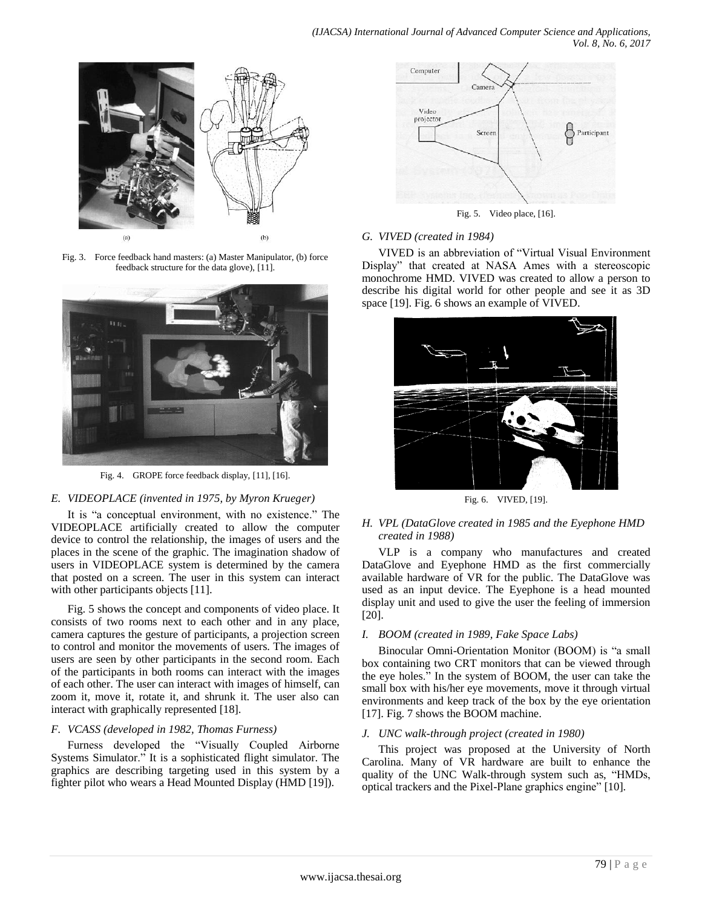Fig. 3. Force feedback hand masters: (a) Master Manipulator, (b) force feedback structure for the data glove), [11].

Fig. 4. GROPE force feedback display, [11], [16].

### *E. VIDEOPLACE (invented in 1975, by Myron Krueger)*

It is "a conceptual environment, with no existence." The VIDEOPLACE artificially created to allow the computer device to control the relationship, the images of users and the places in the scene of the graphic. The imagination shadow of users in VIDEOPLACE system is determined by the camera that posted on a screen. The user in this system can interact with other participants objects [11].

Fig. 5 shows the concept and components of video place. It consists of two rooms next to each other and in any place, camera captures the gesture of participants, a projection screen to control and monitor the movements of users. The images of users are seen by other participants in the second room. Each of the participants in both rooms can interact with the images of each other. The user can interact with images of himself, can zoom it, move it, rotate it, and shrunk it. The user also can interact with graphically represented [18].

### *F. VCASS (developed in 1982, Thomas Furness)*

Furness developed the "Visually Coupled Airborne Systems Simulator." It is a sophisticated flight simulator. The graphics are describing targeting used in this system by a fighter pilot who wears a Head Mounted Display (HMD [19]).

Fig. 5. Video place, [16].

### *G. VIVED (created in 1984)*

VIVED is an abbreviation of "Virtual Visual Environment Display" that created at NASA Ames with a stereoscopic monochrome HMD. VIVED was created to allow a person to describe his digital world for other people and see it as 3D space [19]. Fig. 6 shows an example of VIVED.

Fig. 6. VIVED, [19].

### *H. VPL (DataGlove created in 1985 and the Eyephone HMD created in 1988)*

VLP is a company who manufactures and created DataGlove and Eyephone HMD as the first commercially available hardware of VR for the public. The DataGlove was used as an input device. The Eyephone is a head mounted display unit and used to give the user the feeling of immersion [20].

### *I. BOOM (created in 1989, Fake Space Labs)*

Binocular Omni-Orientation Monitor (BOOM) is "a small box containing two CRT monitors that can be viewed through the eye holes." In the system of BOOM, the user can take the small box with his/her eye movements, move it through virtual environments and keep track of the box by the eye orientation [17]. Fig. 7 shows the BOOM machine.

### *J. UNC walk-through project (created in 1980)*

This project was proposed at the University of North Carolina. Many of VR hardware are built to enhance the quality of the UNC Walk-through system such as, "HMDs, optical trackers and the Pixel-Plane graphics engine" [10].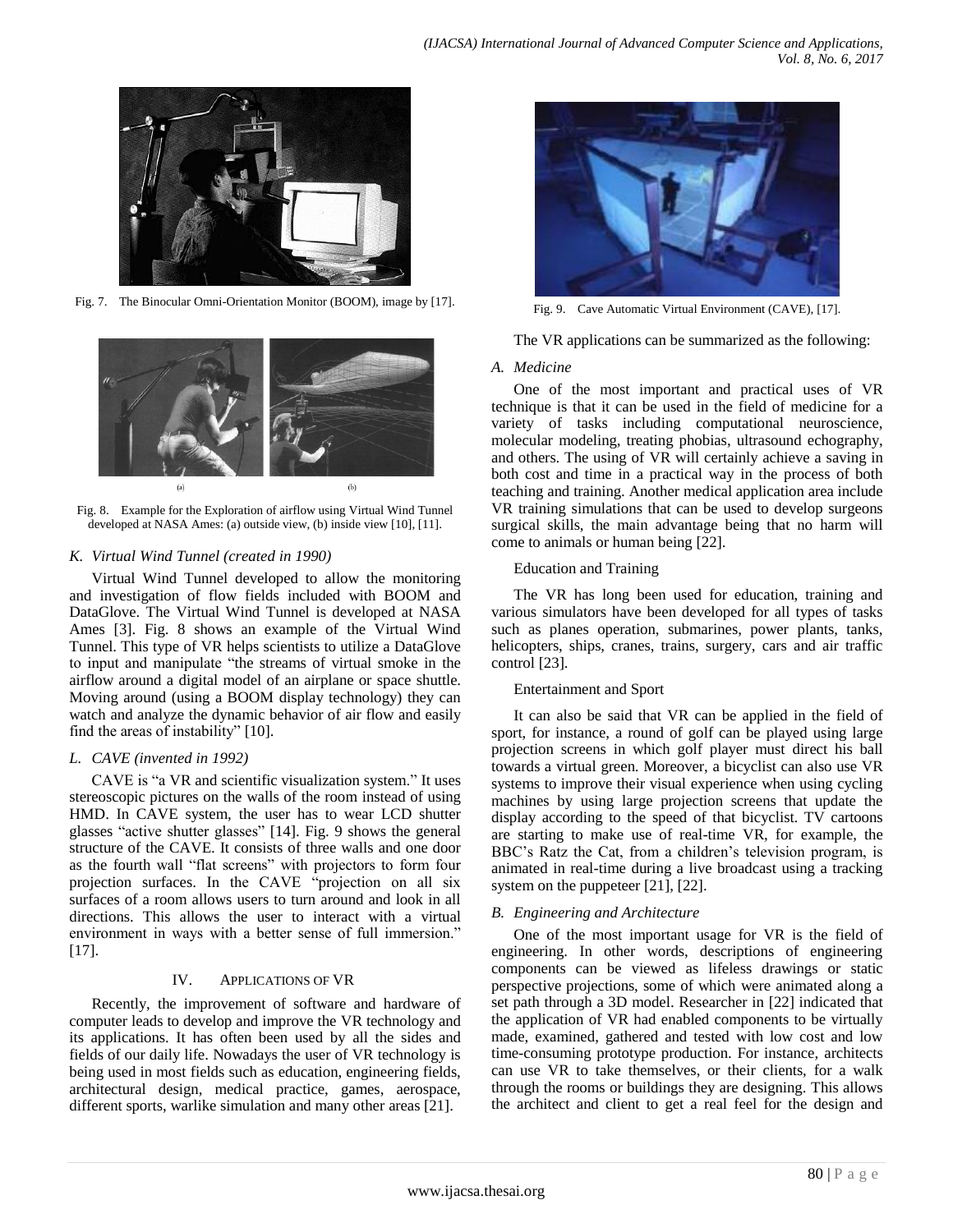Fig. 7. The Binocular Omni-Orientation Monitor (BOOM), image by [17].

Fig. 8. Example for the Exploration of airflow using Virtual Wind Tunnel developed at NASA Ames: (a) outside view, (b) inside view [10], [11].

### K. Virtual Wind Tunnel (created in 1990)

Virtual Wind Tunnel developed to allow the monitoring and investigation of flow fields included with BOOM and DataGlove. The Virtual Wind Tunnel is developed at NASA Ames [3]. Fig. 8 shows an example of the Virtual Wind Tunnel. This type of VR helps scientists to utilize a DataGlove to input and manipulate "the streams of virtual smoke in the airflow around a digital model of an airplane or space shuttle. Moving around (using a BOOM display technology) they can watch and analyze the dynamic behavior of air flow and easily find the areas of instability" [10].

### L. CAVE (invented in 1992)

CAVE is "a VR and scientific visualization system." It uses stereoscopic pictures on the walls of the room instead of using HMD. In CAVE system, the user has to wear LCD shutter glasses "active shutter glasses" [14]. Fig. 9 shows the general structure of the CAVE. It consists of three walls and one door as the fourth wall "flat screens" with projectors to form four projection surfaces. In the CAVE "projection on all six surfaces of a room allows users to turn around and look in all directions. This allows the user to interact with a virtual environment in ways with a better sense of full immersion." [17].

## IV. Applications of VR

Recently, the improvement of software and hardware of computer leads to develop and improve the VR technology and its applications. It has often been used by all the sides and fields of our daily life. Nowadays the user of VR technology is being used in most fields such as education, engineering fields, architectural design, medical practice, games, aerospace, different sports, warlike simulation and many other areas [21].

Fig. 9. Cave Automatic Virtual Environment (CAVE), [17].

The VR applications can be summarized as the following:

### A. Medicine

One of the most important and practical uses of VR technique is that it can be used in the field of medicine for a variety of tasks including computational neuroscience, molecular modeling, treating phobias, ultrasound echography, and others. The using of VR will certainly achieve a saving in both cost and time in a practical way in the process of both teaching and training. Another medical application area include VR training simulations that can be used to develop surgeons surgical skills, the main advantage being that no harm will come to animals or human being [22].

Education and Training

The VR has long been used for education, training and various simulators have been developed for all types of tasks such as planes operation, submarines, power plants, tanks, helicopters, ships, cranes, trains, surgery, cars and air traffic control [23].

Entertainment and Sport

It can also be said that VR can be applied in the field of sport, for instance, a round of golf can be played using large projection screens in which golf player must direct his ball towards a virtual green. Moreover, a bicyclist can also use VR systems to improve their visual experience when using cycling machines by using large projection screens that update the display according to the speed of that bicyclist. TV cartoons are starting to make use of real-time VR, for example, the BBC's Ratz the Cat, from a children's television program, is animated in real-time during a live broadcast using a tracking system on the puppeteer [21], [22].

### B. Engineering and Architecture

One of the most important usage for VR is the field of engineering. In other words, descriptions of engineering components can be viewed as lifeless drawings or static perspective projections, some of which were animated along a set path through a 3D model. Researcher in [22] indicated that the application of VR had enabled components to be virtually made, examined, gathered and tested with low cost and low time-consuming prototype production. For instance, architects can use VR to take themselves, or their clients, for a walk through the rooms or buildings they are designing. This allows the architect and client to get a real feel for the design and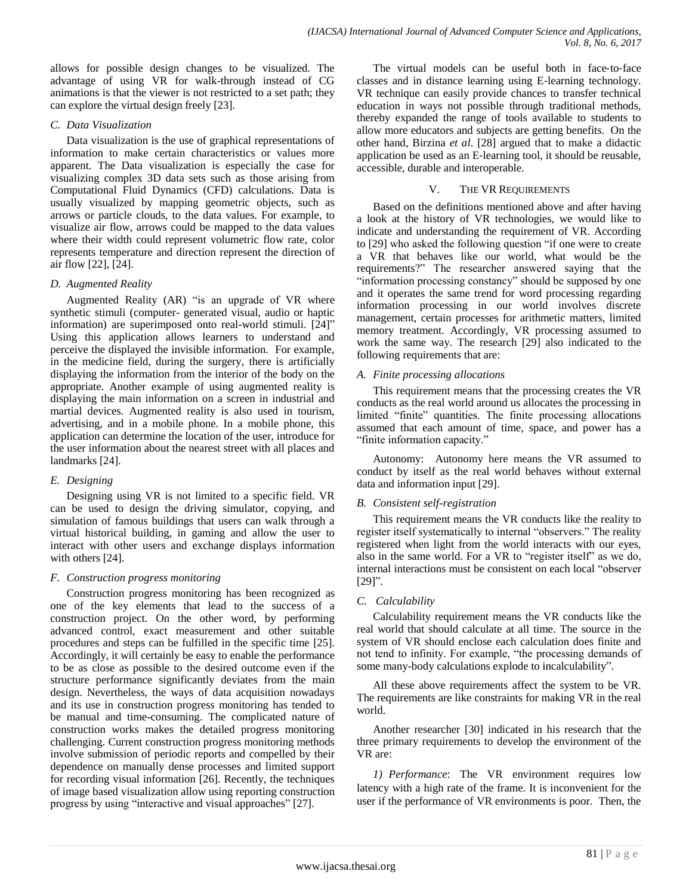allows for possible design changes to be visualized. The advantage of using VR for walk-through instead of CG animations is that the viewer is not restricted to a set path; they can explore the virtual design freely [23].

### *C. Data Visualization*

Data visualization is the use of graphical representations of information to make certain characteristics or values more apparent. The Data visualization is especially the case for visualizing complex 3D data sets such as those arising from Computational Fluid Dynamics (CFD) calculations. Data is usually visualized by mapping geometric objects, such as arrows or particle clouds, to the data values. For example, to visualize air flow, arrows could be mapped to the data values where their width could represent volumetric flow rate, color represents temperature and direction represent the direction of air flow [22], [24].

### *D. Augmented Reality*

Augmented Reality (AR) "is an upgrade of VR where synthetic stimuli (computer- generated visual, audio or haptic information) are superimposed onto real-world stimuli. [24]" Using this application allows learners to understand and perceive the displayed the invisible information. For example, in the medicine field, during the surgery, there is artificially displaying the information from the interior of the body on the appropriate. Another example of using augmented reality is displaying the main information on a screen in industrial and martial devices. Augmented reality is also used in tourism, advertising, and in a mobile phone. In a mobile phone, this application can determine the location of the user, introduce for the user information about the nearest street with all places and landmarks [24].

### *E. Designing*

Designing using VR is not limited to a specific field. VR can be used to design the driving simulator, copying, and simulation of famous buildings that users can walk through a virtual historical building, in gaming and allow the user to interact with other users and exchange displays information with others [24].

### *F. Construction progress monitoring*

Construction progress monitoring has been recognized as one of the key elements that lead to the success of a construction project. On the other word, by performing advanced control, exact measurement and other suitable procedures and steps can be fulfilled in the specific time [25]. Accordingly, it will certainly be easy to enable the performance to be as close as possible to the desired outcome even if the structure performance significantly deviates from the main design. Nevertheless, the ways of data acquisition nowadays and its use in construction progress monitoring has tended to be manual and time-consuming. The complicated nature of construction works makes the detailed progress monitoring challenging. Current construction progress monitoring methods involve submission of periodic reports and compelled by their dependence on manually dense processes and limited support for recording visual information [26]. Recently, the techniques of image based visualization allow using reporting construction progress by using "interactive and visual approaches" [27].

The virtual models can be useful both in face-to-face classes and in distance learning using E-learning technology. VR technique can easily provide chances to transfer technical education in ways not possible through traditional methods, thereby expanded the range of tools available to students to allow more educators and subjects are getting benefits. On the other hand, Birzina *et al*. [28] argued that to make a didactic application be used as an E-learning tool, it should be reusable, accessible, durable and interoperable.

## V. The VR Requirements

Based on the definitions mentioned above and after having a look at the history of VR technologies, we would like to indicate and understanding the requirement of VR. According to [29] who asked the following question "if one were to create a VR that behaves like our world, what would be the requirements?" The researcher answered saying that the "information processing constancy" should be supposed by one and it operates the same trend for word processing regarding information processing in our world involves discrete management, certain processes for arithmetic matters, limited memory treatment. Accordingly, VR processing assumed to work the same way. The research [29] also indicated to the following requirements that are:

### *A. Finite processing allocations*

This requirement means that the processing creates the VR conducts as the real world around us allocates the processing in limited "finite" quantities. The finite processing allocations assumed that each amount of time, space, and power has a "finite information capacity."

Autonomy: Autonomy here means the VR assumed to conduct by itself as the real world behaves without external data and information input [29].

### *B. Consistent self-registration*

This requirement means the VR conducts like the reality to register itself systematically to internal "observers." The reality registered when light from the world interacts with our eyes, also in the same world. For a VR to "register itself" as we do, internal interactions must be consistent on each local "observer [29]".

### *C. Calculability*

Calculability requirement means the VR conducts like the real world that should calculate at all time. The source in the system of VR should enclose each calculation does finite and not tend to infinity. For example, "the processing demands of some many-body calculations explode to incalculability".

All these above requirements affect the system to be VR. The requirements are like constraints for making VR in the real world.

Another researcher [30] indicated in his research that the three primary requirements to develop the environment of the VR are:

*1) Performance*: The VR environment requires low latency with a high rate of the frame. It is inconvenient for the user if the performance of VR environments is poor. Then, the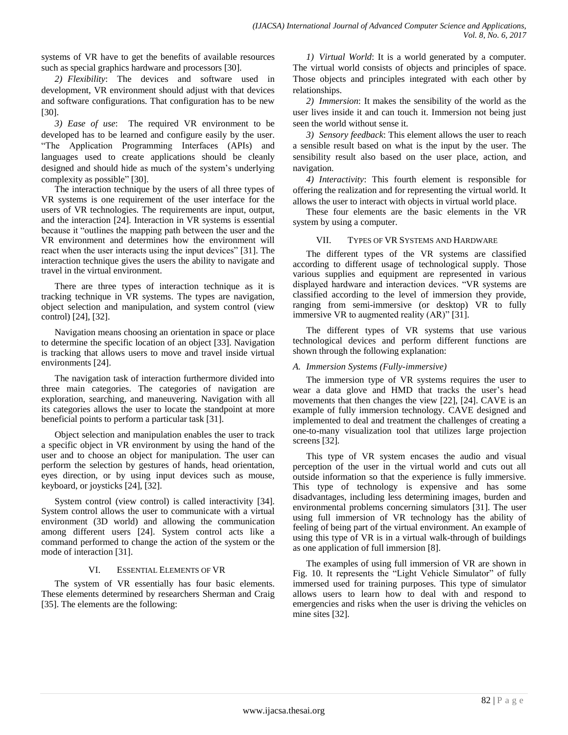systems of VR have to get the benefits of available resources such as special graphics hardware and processors [30].

*2) Flexibility*: The devices and software used in development, VR environment should adjust with that devices and software configurations. That configuration has to be new [30].

*3) Ease of use*: The required VR environment to be developed has to be learned and configure easily by the user. "The Application Programming Interfaces (APIs) and languages used to create applications should be cleanly designed and should hide as much of the system's underlying complexity as possible" [30].

The interaction technique by the users of all three types of VR systems is one requirement of the user interface for the users of VR technologies. The requirements are input, output, and the interaction [24]. Interaction in VR systems is essential because it "outlines the mapping path between the user and the VR environment and determines how the environment will react when the user interacts using the input devices" [31]. The interaction technique gives the users the ability to navigate and travel in the virtual environment.

There are three types of interaction technique as it is tracking technique in VR systems. The types are navigation, object selection and manipulation, and system control (view control) [24], [32].

Navigation means choosing an orientation in space or place to determine the specific location of an object [33]. Navigation is tracking that allows users to move and travel inside virtual environments [24].

The navigation task of interaction furthermore divided into three main categories. The categories of navigation are exploration, searching, and maneuvering. Navigation with all its categories allows the user to locate the standpoint at more beneficial points to perform a particular task [31].

Object selection and manipulation enables the user to track a specific object in VR environment by using the hand of the user and to choose an object for manipulation. The user can perform the selection by gestures of hands, head orientation, eyes direction, or by using input devices such as mouse, keyboard, or joysticks [24], [32].

System control (view control) is called interactivity [34]. System control allows the user to communicate with a virtual environment (3D world) and allowing the communication among different users [24]. System control acts like a command performed to change the action of the system or the mode of interaction [31].

## VI. Essential Elements of VR

The system of VR essentially has four basic elements. These elements determined by researchers Sherman and Craig [35]. The elements are the following:

*1) Virtual World*: It is a world generated by a computer. The virtual world consists of objects and principles of space. Those objects and principles integrated with each other by relationships.

*2) Immersion*: It makes the sensibility of the world as the user lives inside it and can touch it. Immersion not being just seen the world without sense it.

*3) Sensory feedback*: This element allows the user to reach a sensible result based on what is the input by the user. The sensibility result also based on the user place, action, and navigation.

*4) Interactivity*: This fourth element is responsible for offering the realization and for representing the virtual world. It allows the user to interact with objects in virtual world place.

These four elements are the basic elements in the VR system by using a computer.

## VII. Types of VR Systems and Hardware

The different types of the VR systems are classified according to different usage of technological supply. Those various supplies and equipment are represented in various displayed hardware and interaction devices. "VR systems are classified according to the level of immersion they provide, ranging from semi-immersive (or desktop) VR to fully immersive VR to augmented reality (AR)" [31].

The different types of VR systems that use various technological devices and perform different functions are shown through the following explanation:

### A. Immersion Systems (Fully-immersive)

The immersion type of VR systems requires the user to wear a data glove and HMD that tracks the user's head movements that then changes the view [22], [24]. CAVE is an example of fully immersion technology. CAVE designed and implemented to deal and treatment the challenges of creating a one-to-many visualization tool that utilizes large projection screens [32].

This type of VR system encases the audio and visual perception of the user in the virtual world and cuts out all outside information so that the experience is fully immersive. This type of technology is expensive and has some disadvantages, including less determining images, burden and environmental problems concerning simulators [31]. The user using full immersion of VR technology has the ability of feeling of being part of the virtual environment. An example of using this type of VR is in a virtual walk-through of buildings as one application of full immersion [8].

The examples of using full immersion of VR are shown in Fig. 10. It represents the "Light Vehicle Simulator" of fully immersed used for training purposes. This type of simulator allows users to learn how to deal with and respond to emergencies and risks when the user is driving the vehicles on mine sites [32].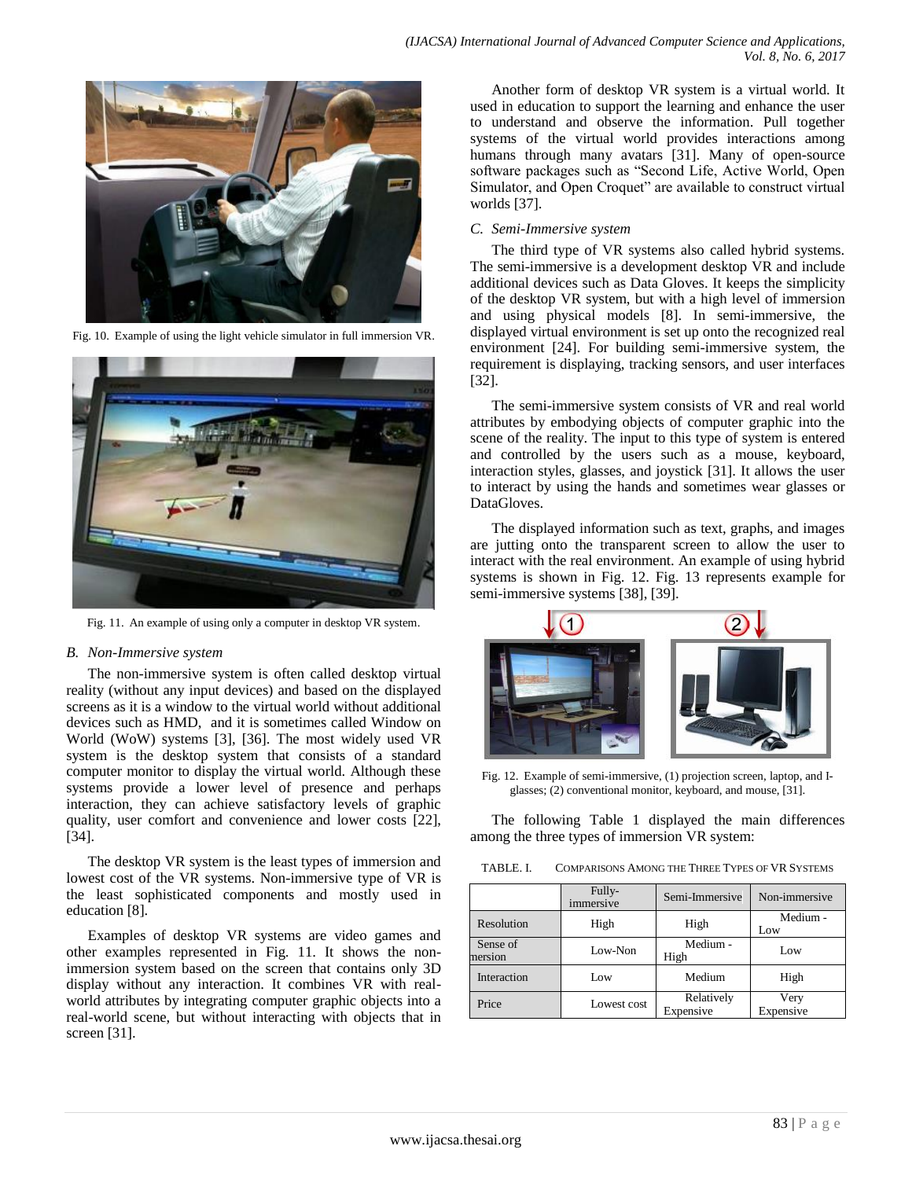Fig. 10. Example of using the light vehicle simulator in full immersion VR.

Fig. 11. An example of using only a computer in desktop VR system.

*B. Non-Immersive system*

The non-immersive system is often called desktop virtual reality (without any input devices) and based on the displayed screens as it is a window to the virtual world without additional devices such as HMD, and it is sometimes called Window on World (WoW) systems [3], [36]. The most widely used VR system is the desktop system that consists of a standard computer monitor to display the virtual world. Although these systems provide a lower level of presence and perhaps interaction, they can achieve satisfactory levels of graphic quality, user comfort and convenience and lower costs [22], [34].

The desktop VR system is the least types of immersion and lowest cost of the VR systems. Non-immersive type of VR is the least sophisticated components and mostly used in education [8].

Examples of desktop VR systems are video games and other examples represented in Fig. 11. It shows the non-immersion system based on the screen that contains only 3D display without any interaction. It combines VR with real-world attributes by integrating computer graphic objects into a real-world scene, but without interacting with objects that in screen [31].

Another form of desktop VR system is a virtual world. It used in education to support the learning and enhance the user to understand and observe the information. Pull together systems of the virtual world provides interactions among humans through many avatars [31]. Many of open-source software packages such as "Second Life, Active World, Open Simulator, and Open Croquet" are available to construct virtual worlds [37].

*C. Semi-Immersive system*

The third type of VR systems also called hybrid systems. The semi-immersive is a development desktop VR and include additional devices such as Data Gloves. It keeps the simplicity of the desktop VR system, but with a high level of immersion and using physical models [8]. In semi-immersive, the displayed virtual environment is set up onto the recognized real environment [24]. For building semi-immersive system, the requirement is displaying, tracking sensors, and user interfaces [32].

The semi-immersive system consists of VR and real world attributes by embodying objects of computer graphic into the scene of the reality. The input to this type of system is entered and controlled by the users such as a mouse, keyboard, interaction styles, glasses, and joystick [31]. It allows the user to interact by using the hands and sometimes wear glasses or DataGloves.

The displayed information such as text, graphs, and images are jutting onto the transparent screen to allow the user to interact with the real environment. An example of using hybrid systems is shown in Fig. 12. Fig. 13 represents example for semi-immersive systems [38], [39].

Fig. 12. Example of semi-immersive, (1) projection screen, laptop, and I-glasses; (2) conventional monitor, keyboard, and mouse, [31].

The following Table 1 displayed the main differences among the three types of immersion VR system:

TABLE. I. COMPARISONS AMONG THE THREE TYPES OF VR SYSTEMS

| | Fully-immersive | Semi-Immersive | Non-immersive |
|---|---|---|---|
| Resolution | High | High | Medium - Low |
| Sense of mersion | Low-Non | Medium - High | Low |
| Interaction | Low | Medium | High |
| Price | Lowest cost | Relatively Expensive | Very Expensive |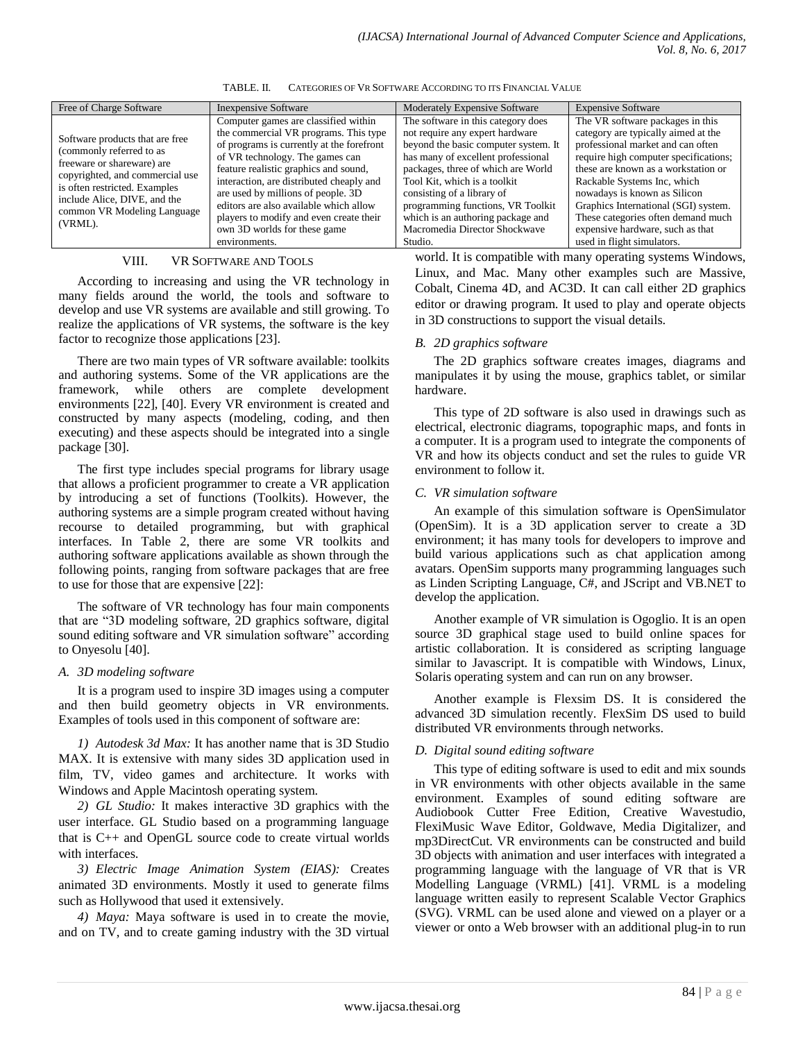TABLE. II. CATEGORIES OF VR SOFTWARE ACCORDING TO ITS FINANCIAL VALUE

| Free of Charge Software | Inexpensive Software | Moderately Expensive Software | Expensive Software |
|---|---|---|---|
| Software products that are free (commonly referred to as freeware or shareware) are copyrighted, and commercial use is often restricted. Examples include Alice, DIVE, and the common VR Modeling Language (VRML). | Computer games are classified within the commercial VR programs. This type of programs is currently at the forefront of VR technology. The games can feature realistic graphics and sound, interaction, are distributed cheaply and are used by millions of people. 3D editors are also available which allow players to modify and even create their own 3D worlds for these game environments. | The software in this category does not require any expert hardware beyond the basic computer system. It has many of excellent professional packages, three of which are World Tool Kit, which is a toolkit consisting of a library of programming functions, VR Toolkit which is an authoring package and Macromedia Director Shockwave Studio. | The VR software packages in this category are typically aimed at the professional market and can often require high computer specifications; these are known as a workstation or Rackable Systems Inc, which nowadays is known as Silicon Graphics International (SGI) system. These categories often demand much expensive hardware, such as that used in flight simulators. |

## VIII. VR Software and Tools

According to increasing and using the VR technology in many fields around the world, the tools and software to develop and use VR systems are available and still growing. To realize the applications of VR systems, the software is the key factor to recognize those applications [23].

There are two main types of VR software available: toolkits and authoring systems. Some of the VR applications are the framework, while others are complete development environments [22], [40]. Every VR environment is created and constructed by many aspects (modeling, coding, and then executing) and these aspects should be integrated into a single package [30].

The first type includes special programs for library usage that allows a proficient programmer to create a VR application by introducing a set of functions (Toolkits). However, the authoring systems are a simple program created without having recourse to detailed programming, but with graphical interfaces. In Table 2, there are some VR toolkits and authoring software applications available as shown through the following points, ranging from software packages that are free to use for those that are expensive [22]:

The software of VR technology has four main components that are "3D modeling software, 2D graphics software, digital sound editing software and VR simulation software" according to Onyesolu [40].

### A. 3D modeling software

It is a program used to inspire 3D images using a computer and then build geometry objects in VR environments. Examples of tools used in this component of software are:

*1) Autodesk 3d Max:* It has another name that is 3D Studio MAX. It is extensive with many sides 3D application used in film, TV, video games and architecture. It works with Windows and Apple Macintosh operating system.

*2) GL Studio:* It makes interactive 3D graphics with the user interface. GL Studio based on a programming language that is C++ and OpenGL source code to create virtual worlds with interfaces.

*3) Electric Image Animation System (EIAS):* Creates animated 3D environments. Mostly it used to generate films such as Hollywood that used it extensively.

*4) Maya:* Maya software is used in to create the movie, and on TV, and to create gaming industry with the 3D virtual world. It is compatible with many operating systems Windows, Linux, and Mac. Many other examples such are Massive, Cobalt, Cinema 4D, and AC3D. It can call either 2D graphics editor or drawing program. It used to play and operate objects in 3D constructions to support the visual details.

### B. 2D graphics software

The 2D graphics software creates images, diagrams and manipulates it by using the mouse, graphics tablet, or similar hardware.

This type of 2D software is also used in drawings such as electrical, electronic diagrams, topographic maps, and fonts in a computer. It is a program used to integrate the components of VR and how its objects conduct and set the rules to guide VR environment to follow it.

### C. VR simulation software

An example of this simulation software is OpenSimulator (OpenSim). It is a 3D application server to create a 3D environment; it has many tools for developers to improve and build various applications such as chat application among avatars. OpenSim supports many programming languages such as Linden Scripting Language, C#, and JScript and VB.NET to develop the application.

Another example of VR simulation is Ogoglio. It is an open source 3D graphical stage used to build online spaces for artistic collaboration. It is considered as scripting language similar to Javascript. It is compatible with Windows, Linux, Solaris operating system and can run on any browser.

Another example is Flexsim DS. It is considered the advanced 3D simulation recently. FlexSim DS used to build distributed VR environments through networks.

### D. Digital sound editing software

This type of editing software is used to edit and mix sounds in VR environments with other objects available in the same environment. Examples of sound editing software are Audiobook Cutter Free Edition, Creative Wavestudio, FlexiMusic Wave Editor, Goldwave, Media Digitalizer, and mp3DirectCut. VR environments can be constructed and build 3D objects with animation and user interfaces with integrated a programming language with the language of VR that is VR Modelling Language (VRML) [41]. VRML is a modeling language written easily to represent Scalable Vector Graphics (SVG). VRML can be used alone and viewed on a player or a viewer or onto a Web browser with an additional plug-in to run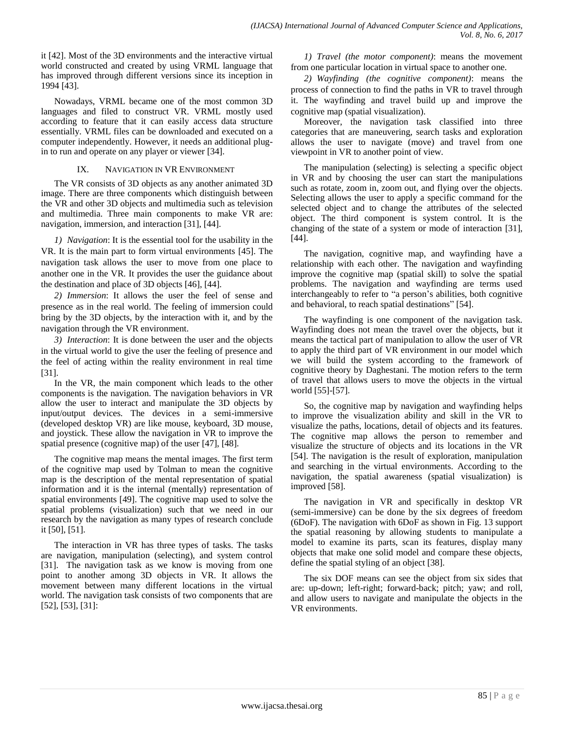it [42]. Most of the 3D environments and the interactive virtual world constructed and created by using VRML language that has improved through different versions since its inception in 1994 [43].

Nowadays, VRML became one of the most common 3D languages and filed to construct VR. VRML mostly used according to feature that it can easily access data structure essentially. VRML files can be downloaded and executed on a computer independently. However, it needs an additional plug-in to run and operate on any player or viewer [34].

## IX. Navigation in VR Environment

The VR consists of 3D objects as any another animated 3D image. There are three components which distinguish between the VR and other 3D objects and multimedia such as television and multimedia. Three main components to make VR are: navigation, immersion, and interaction [31], [44].

*1) Navigation*: It is the essential tool for the usability in the VR. It is the main part to form virtual environments [45]. The navigation task allows the user to move from one place to another one in the VR. It provides the user the guidance about the destination and place of 3D objects [46], [44].

*2) Immersion*: It allows the user the feel of sense and presence as in the real world. The feeling of immersion could bring by the 3D objects, by the interaction with it, and by the navigation through the VR environment.

*3) Interaction*: It is done between the user and the objects in the virtual world to give the user the feeling of presence and the feel of acting within the reality environment in real time [31].

In the VR, the main component which leads to the other components is the navigation. The navigation behaviors in VR allow the user to interact and manipulate the 3D objects by input/output devices. The devices in a semi-immersive (developed desktop VR) are like mouse, keyboard, 3D mouse, and joystick. These allow the navigation in VR to improve the spatial presence (cognitive map) of the user [47], [48].

The cognitive map means the mental images. The first term of the cognitive map used by Tolman to mean the cognitive map is the description of the mental representation of spatial information and it is the internal (mentally) representation of spatial environments [49]. The cognitive map used to solve the spatial problems (visualization) such that we need in our research by the navigation as many types of research conclude it [50], [51].

The interaction in VR has three types of tasks. The tasks are navigation, manipulation (selecting), and system control [31]. The navigation task as we know is moving from one point to another among 3D objects in VR. It allows the movement between many different locations in the virtual world. The navigation task consists of two components that are [52], [53], [31]:

*1) Travel (the motor component)*: means the movement from one particular location in virtual space to another one.

*2) Wayfinding (the cognitive component)*: means the process of connection to find the paths in VR to travel through it. The wayfinding and travel build up and improve the cognitive map (spatial visualization).

Moreover, the navigation task classified into three categories that are maneuvering, search tasks and exploration allows the user to navigate (move) and travel from one viewpoint in VR to another point of view.

The manipulation (selecting) is selecting a specific object in VR and by choosing the user can start the manipulations such as rotate, zoom in, zoom out, and flying over the objects. Selecting allows the user to apply a specific command for the selected object and to change the attributes of the selected object. The third component is system control. It is the changing of the state of a system or mode of interaction [31], [44].

The navigation, cognitive map, and wayfinding have a relationship with each other. The navigation and wayfinding improve the cognitive map (spatial skill) to solve the spatial problems. The navigation and wayfinding are terms used interchangeably to refer to "a person's abilities, both cognitive and behavioral, to reach spatial destinations" [54].

The wayfinding is one component of the navigation task. Wayfinding does not mean the travel over the objects, but it means the tactical part of manipulation to allow the user of VR to apply the third part of VR environment in our model which we will build the system according to the framework of cognitive theory by Daghestani. The motion refers to the term of travel that allows users to move the objects in the virtual world [55]-[57].

So, the cognitive map by navigation and wayfinding helps to improve the visualization ability and skill in the VR to visualize the paths, locations, detail of objects and its features. The cognitive map allows the person to remember and visualize the structure of objects and its locations in the VR [54]. The navigation is the result of exploration, manipulation and searching in the virtual environments. According to the navigation, the spatial awareness (spatial visualization) is improved [58].

The navigation in VR and specifically in desktop VR (semi-immersive) can be done by the six degrees of freedom (6DoF). The navigation with 6DoF as shown in Fig. 13 support the spatial reasoning by allowing students to manipulate a model to examine its parts, scan its features, display many objects that make one solid model and compare these objects, define the spatial styling of an object [38].

The six DOF means can see the object from six sides that are: up-down; left-right; forward-back; pitch; yaw; and roll, and allow users to navigate and manipulate the objects in the VR environments.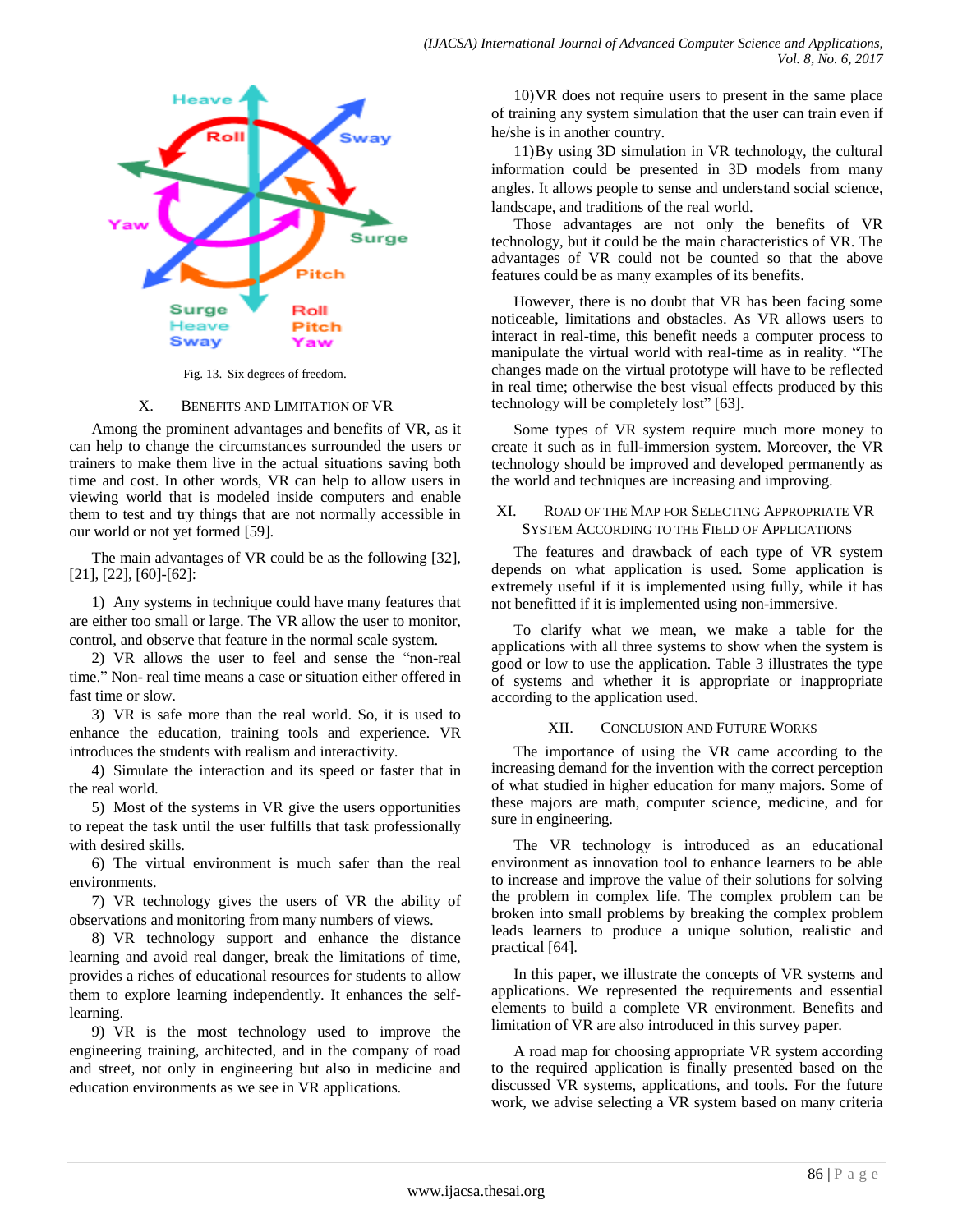Fig. 13. Six degrees of freedom.

## X. Benefits and Limitation of VR

Among the prominent advantages and benefits of VR, as it can help to change the circumstances surrounded the users or trainers to make them live in the actual situations saving both time and cost. In other words, VR can help to allow users in viewing world that is modeled inside computers and enable them to test and try things that are not normally accessible in our world or not yet formed [59].

The main advantages of VR could be as the following [32], [21], [22], [60]-[62]:

1) Any systems in technique could have many features that are either too small or large. The VR allow the user to monitor, control, and observe that feature in the normal scale system.

2) VR allows the user to feel and sense the "non-real time." Non- real time means a case or situation either offered in fast time or slow.

3) VR is safe more than the real world. So, it is used to enhance the education, training tools and experience. VR introduces the students with realism and interactivity.

4) Simulate the interaction and its speed or faster that in the real world.

5) Most of the systems in VR give the users opportunities to repeat the task until the user fulfills that task professionally with desired skills.

6) The virtual environment is much safer than the real environments.

7) VR technology gives the users of VR the ability of observations and monitoring from many numbers of views.

8) VR technology support and enhance the distance learning and avoid real danger, break the limitations of time, provides a riches of educational resources for students to allow them to explore learning independently. It enhances the self-learning.

9) VR is the most technology used to improve the engineering training, architected, and in the company of road and street, not only in engineering but also in medicine and education environments as we see in VR applications.

10) VR does not require users to present in the same place of training any system simulation that the user can train even if he/she is in another country.

11) By using 3D simulation in VR technology, the cultural information could be presented in 3D models from many angles. It allows people to sense and understand social science, landscape, and traditions of the real world.

Those advantages are not only the benefits of VR technology, but it could be the main characteristics of VR. The advantages of VR could not be counted so that the above features could be as many examples of its benefits.

However, there is no doubt that VR has been facing some noticeable, limitations and obstacles. As VR allows users to interact in real-time, this benefit needs a computer process to manipulate the virtual world with real-time as in reality. "The changes made on the virtual prototype will have to be reflected in real time; otherwise the best visual effects produced by this technology will be completely lost" [63].

Some types of VR system require much more money to create it such as in full-immersion system. Moreover, the VR technology should be improved and developed permanently as the world and techniques are increasing and improving.

## XI. Road of the Map for Selecting Appropriate VR System According to the Field of Applications

The features and drawback of each type of VR system depends on what application is used. Some application is extremely useful if it is implemented using fully, while it has not benefitted if it is implemented using non-immersive.

To clarify what we mean, we make a table for the applications with all three systems to show when the system is good or low to use the application. Table 3 illustrates the type of systems and whether it is appropriate or inappropriate according to the application used.

## XII. Conclusion and Future Works

The importance of using the VR came according to the increasing demand for the invention with the correct perception of what studied in higher education for many majors. Some of these majors are math, computer science, medicine, and for sure in engineering.

The VR technology is introduced as an educational environment as innovation tool to enhance learners to be able to increase and improve the value of their solutions for solving the problem in complex life. The complex problem can be broken into small problems by breaking the complex problem leads learners to produce a unique solution, realistic and practical [64].

In this paper, we illustrate the concepts of VR systems and applications. We represented the requirements and essential elements to build a complete VR environment. Benefits and limitation of VR are also introduced in this survey paper.

A road map for choosing appropriate VR system according to the required application is finally presented based on the discussed VR systems, applications, and tools based on them. For the future work, we advise selecting a VR system based on many criteria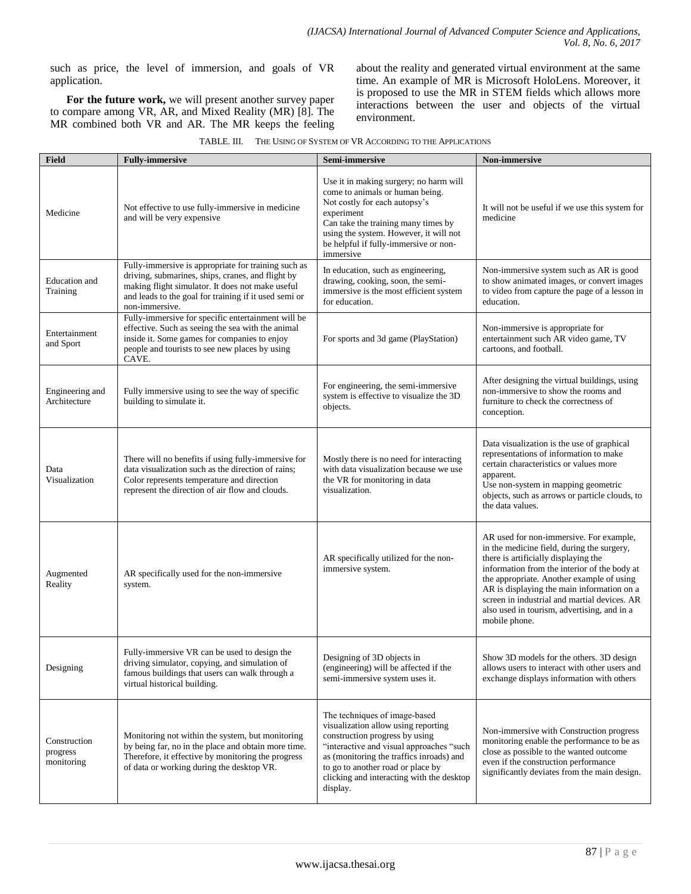such as price, the level of immersion, and goals of VR application.

**For the future work,** we will present another survey paper to compare among VR, AR, and Mixed Reality (MR) [8]. The MR combined both VR and AR. The MR keeps the feeling about the reality and generated virtual environment at the same time. An example of MR is Microsoft HoloLens. Moreover, it is proposed to use the MR in STEM fields which allows more interactions between the user and objects of the virtual environment.

TABLE. III. THE USING OF SYSTEM OF VR ACCORDING TO THE APPLICATIONS

| Field | Fully-immersive | Semi-immersive | Non-immersive |
|---|---|---|---|
| Medicine | Not effective to use fully-immersive in medicine and will be very expensive | Use it in making surgery; no harm will come to animals or human being. Not costly for each autopsy's experiment Can take the training many times by using the system. However, it will not be helpful if fully-immersive or non-immersive | It will not be useful if we use this system for medicine |
| Education and Training | Fully-immersive is appropriate for training such as driving, submarines, ships, cranes, and flight by making flight simulator. It does not make useful and leads to the goal for training if it used semi or non-immersive. | In education, such as engineering, drawing, cooking, soon, the semi-immersive is the most efficient system for education. | Non-immersive system such as AR is good to show animated images, or convert images to video from capture the page of a lesson in education. |
| Entertainment and Sport | Fully-immersive for specific entertainment will be effective. Such as seeing the sea with the animal inside it. Some games for companies to enjoy people and tourists to see new places by using CAVE. | For sports and 3d game (PlayStation) | Non-immersive is appropriate for entertainment such AR video game, TV cartoons, and football. |
| Engineering and Architecture | Fully immersive using to see the way of specific building to simulate it. | For engineering, the semi-immersive system is effective to visualize the 3D objects. | After designing the virtual buildings, using non-immersive to show the rooms and furniture to check the correctness of conception. |
| Data Visualization | There will no benefits if using fully-immersive for data visualization such as the direction of rains; Color represents temperature and direction represent the direction of air flow and clouds. | Mostly there is no need for interacting with data visualization because we use the VR for monitoring in data visualization. | Data visualization is the use of graphical representations of information to make certain characteristics or values more apparent. Use non-system in mapping geometric objects, such as arrows or particle clouds, to the data values. |
| Augmented Reality | AR specifically used for the non-immersive system. | AR specifically utilized for the non-immersive system. | AR used for non-immersive. For example, in the medicine field, during the surgery, there is artificially displaying the information from the interior of the body at the appropriate. Another example of using AR is displaying the main information on a screen in industrial and martial devices. AR also used in tourism, advertising, and in a mobile phone. |
| Designing | Fully-immersive VR can be used to design the driving simulator, copying, and simulation of famous buildings that users can walk through a virtual historical building. | Designing of 3D objects in (engineering) will be affected if the semi-immersive system uses it. | Show 3D models for the others. 3D design allows users to interact with other users and exchange displays information with others |
| Construction progress monitoring | Monitoring not within the system, but monitoring by being far, no in the place and obtain more time. Therefore, it effective by monitoring the progress of data or working during the desktop VR. | The techniques of image-based visualization allow using reporting construction progress by using "interactive and visual approaches "such as (monitoring the traffics inroads) and to go to another road or place by clicking and interacting with the desktop display. | Non-immersive with Construction progress monitoring enable the performance to be as close as possible to the wanted outcome even if the construction performance significantly deviates from the main design. |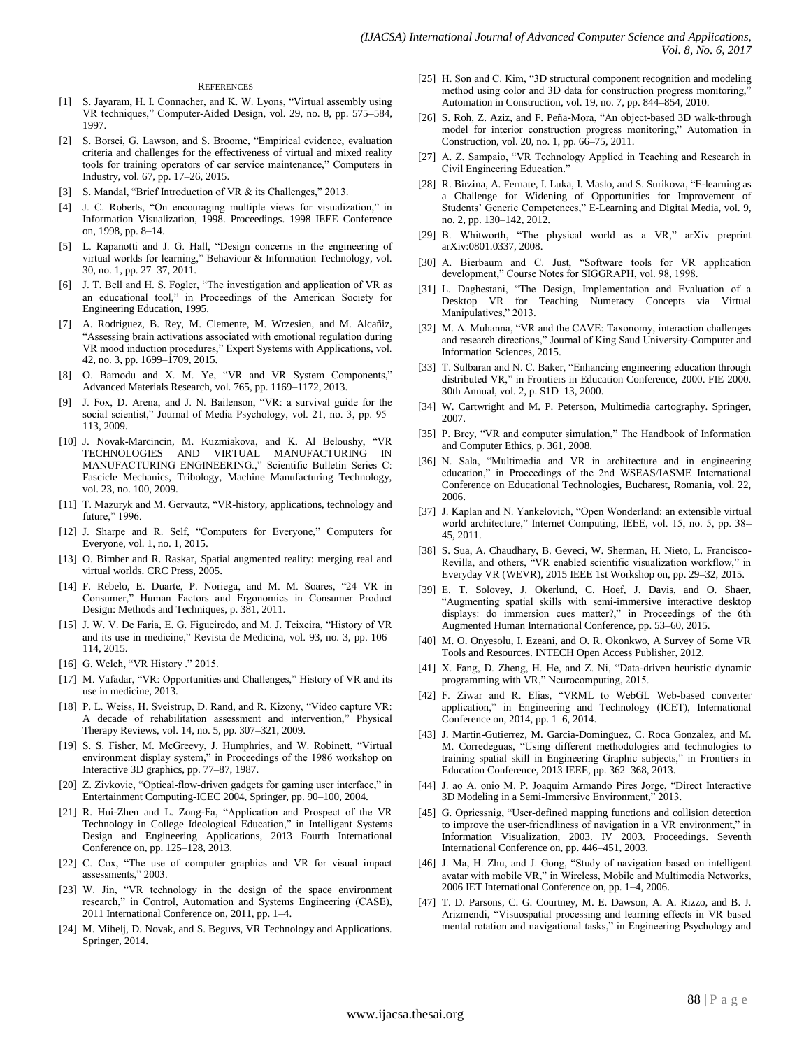### References

[1] S. Jayaram, H. I. Connacher, and K. W. Lyons, "Virtual assembly using VR techniques," Computer-Aided Design, vol. 29, no. 8, pp. 575–584, 1997.

[2] S. Borsci, G. Lawson, and S. Broome, "Empirical evidence, evaluation criteria and challenges for the effectiveness of virtual and mixed reality tools for training operators of car service maintenance," Computers in Industry, vol. 67, pp. 17–26, 2015.

[3] S. Mandal, "Brief Introduction of VR & its Challenges," 2013.

[4] J. C. Roberts, "On encouraging multiple views for visualization," in Information Visualization, 1998. Proceedings. 1998 IEEE Conference on, 1998, pp. 8–14.

[5] L. Rapanotti and J. G. Hall, "Design concerns in the engineering of virtual worlds for learning," Behaviour & Information Technology, vol. 30, no. 1, pp. 27–37, 2011.

[6] J. T. Bell and H. S. Fogler, "The investigation and application of VR as an educational tool," in Proceedings of the American Society for Engineering Education, 1995.

[7] A. Rodriguez, B. Rey, M. Clemente, M. Wrzesien, and M. Alcañiz, "Assessing brain activations associated with emotional regulation during VR mood induction procedures," Expert Systems with Applications, vol. 42, no. 3, pp. 1699–1709, 2015.

[8] O. Bamodu and X. M. Ye, "VR and VR System Components," Advanced Materials Research, vol. 765, pp. 1169–1172, 2013.

[9] J. Fox, D. Arena, and J. N. Bailenson, "VR: a survival guide for the social scientist," Journal of Media Psychology, vol. 21, no. 3, pp. 95–113, 2009.

[10] J. Novak-Marcincin, M. Kuzmiakova, and K. Al Beloushy, "VR TECHNOLOGIES AND VIRTUAL MANUFACTURING IN MANUFACTURING ENGINEERING.," Scientific Bulletin Series C: Fascicle Mechanics, Tribology, Machine Manufacturing Technology, vol. 23, no. 100, 2009.

[11] T. Mazuryk and M. Gervautz, "VR-history, applications, technology and future," 1996.

[12] J. Sharpe and R. Self, "Computers for Everyone," Computers for Everyone, vol. 1, no. 1, 2015.

[13] O. Bimber and R. Raskar, Spatial augmented reality: merging real and virtual worlds. CRC Press, 2005.

[14] F. Rebelo, E. Duarte, P. Noriega, and M. M. Soares, "24 VR in Consumer," Human Factors and Ergonomics in Consumer Product Design: Methods and Techniques, p. 381, 2011.

[15] J. W. V. De Faria, E. G. Figueiredo, and M. J. Teixeira, "History of VR and its use in medicine," Revista de Medicina, vol. 93, no. 3, pp. 106–114, 2015.

[16] G. Welch, "VR History ." 2015.

[17] M. Vafadar, "VR: Opportunities and Challenges," History of VR and its use in medicine, 2013.

[18] P. L. Weiss, H. Sveistrup, D. Rand, and R. Kizony, "Video capture VR: A decade of rehabilitation assessment and intervention," Physical Therapy Reviews, vol. 14, no. 5, pp. 307–321, 2009.

[19] S. S. Fisher, M. McGreevy, J. Humphries, and W. Robinett, "Virtual environment display system," in Proceedings of the 1986 workshop on Interactive 3D graphics, pp. 77–87, 1987.

[20] Z. Zivkovic, "Optical-flow-driven gadgets for gaming user interface," in Entertainment Computing-ICEC 2004, Springer, pp. 90–100, 2004.

[21] R. Hui-Zhen and L. Zong-Fa, "Application and Prospect of the VR Technology in College Ideological Education," in Intelligent Systems Design and Engineering Applications, 2013 Fourth International Conference on, pp. 125–128, 2013.

[22] C. Cox, "The use of computer graphics and VR for visual impact assessments," 2003.

[23] W. Jin, "VR technology in the design of the space environment research," in Control, Automation and Systems Engineering (CASE), 2011 International Conference on, 2011, pp. 1–4.

[24] M. Mihelj, D. Novak, and S. Beguvs, VR Technology and Applications. Springer, 2014.

[25] H. Son and C. Kim, "3D structural component recognition and modeling method using color and 3D data for construction progress monitoring," Automation in Construction, vol. 19, no. 7, pp. 844–854, 2010.

[26] S. Roh, Z. Aziz, and F. Peña-Mora, "An object-based 3D walk-through model for interior construction progress monitoring," Automation in Construction, vol. 20, no. 1, pp. 66–75, 2011.

[27] A. Z. Sampaio, "VR Technology Applied in Teaching and Research in Civil Engineering Education."

[28] R. Birzina, A. Fernate, I. Luka, I. Maslo, and S. Surikova, "E-learning as a Challenge for Widening of Opportunities for Improvement of Students' Generic Competences," E-Learning and Digital Media, vol. 9, no. 2, pp. 130–142, 2012.

[29] B. Whitworth, "The physical world as a VR," arXiv preprint arXiv:0801.0337, 2008.

[30] A. Bierbaum and C. Just, "Software tools for VR application development," Course Notes for SIGGRAPH, vol. 98, 1998.

[31] L. Daghestani, "The Design, Implementation and Evaluation of a Desktop VR for Teaching Numeracy Concepts via Virtual Manipulatives," 2013.

[32] M. A. Muhanna, "VR and the CAVE: Taxonomy, interaction challenges and research directions," Journal of King Saud University-Computer and Information Sciences, 2015.

[33] T. Sulbaran and N. C. Baker, "Enhancing engineering education through distributed VR," in Frontiers in Education Conference, 2000. FIE 2000. 30th Annual, vol. 2, p. S1D–13, 2000.

[34] W. Cartwright and M. P. Peterson, Multimedia cartography. Springer, 2007.

[35] P. Brey, "VR and computer simulation," The Handbook of Information and Computer Ethics, p. 361, 2008.

[36] N. Sala, "Multimedia and VR in architecture and in engineering education," in Proceedings of the 2nd WSEAS/IASME International Conference on Educational Technologies, Bucharest, Romania, vol. 22, 2006.

[37] J. Kaplan and N. Yankelovich, "Open Wonderland: an extensible virtual world architecture," Internet Computing, IEEE, vol. 15, no. 5, pp. 38–45, 2011.

[38] S. Sua, A. Chaudhary, B. Geveci, W. Sherman, H. Nieto, L. Francisco-Revilla, and others, "VR enabled scientific visualization workflow," in Everyday VR (WEVR), 2015 IEEE 1st Workshop on, pp. 29–32, 2015.

[39] E. T. Solovey, J. Okerlund, C. Hoef, J. Davis, and O. Shaer, "Augmenting spatial skills with semi-immersive interactive desktop displays: do immersion cues matter?," in Proceedings of the 6th Augmented Human International Conference, pp. 53–60, 2015.

[40] M. O. Onyesolu, I. Ezeani, and O. R. Okonkwo, A Survey of Some VR Tools and Resources. INTECH Open Access Publisher, 2012.

[41] X. Fang, D. Zheng, H. He, and Z. Ni, "Data-driven heuristic dynamic programming with VR," Neurocomputing, 2015.

[42] F. Ziwar and R. Elias, "VRML to WebGL Web-based converter application," in Engineering and Technology (ICET), International Conference on, 2014, pp. 1–6, 2014.

[43] J. Martin-Gutierrez, M. Garcia-Dominguez, C. Roca Gonzalez, and M. M. Corredeguas, "Using different methodologies and technologies to training spatial skill in Engineering Graphic subjects," in Frontiers in Education Conference, 2013 IEEE, pp. 362–368, 2013.

[44] J. ao A. onio M. P. Joaquim Armando Pires Jorge, "Direct Interactive 3D Modeling in a Semi-Immersive Environment," 2013.

[45] G. Opriessnig, "User-defined mapping functions and collision detection to improve the user-friendliness of navigation in a VR environment," in Information Visualization, 2003. IV 2003. Proceedings. Seventh International Conference on, pp. 446–451, 2003.

[46] J. Ma, H. Zhu, and J. Gong, "Study of navigation based on intelligent avatar with mobile VR," in Wireless, Mobile and Multimedia Networks, 2006 IET International Conference on, pp. 1–4, 2006.

[47] T. D. Parsons, C. G. Courtney, M. E. Dawson, A. A. Rizzo, and B. J. Arizmendi, "Visuospatial processing and learning effects in VR based mental rotation and navigational tasks," in Engineering Psychology and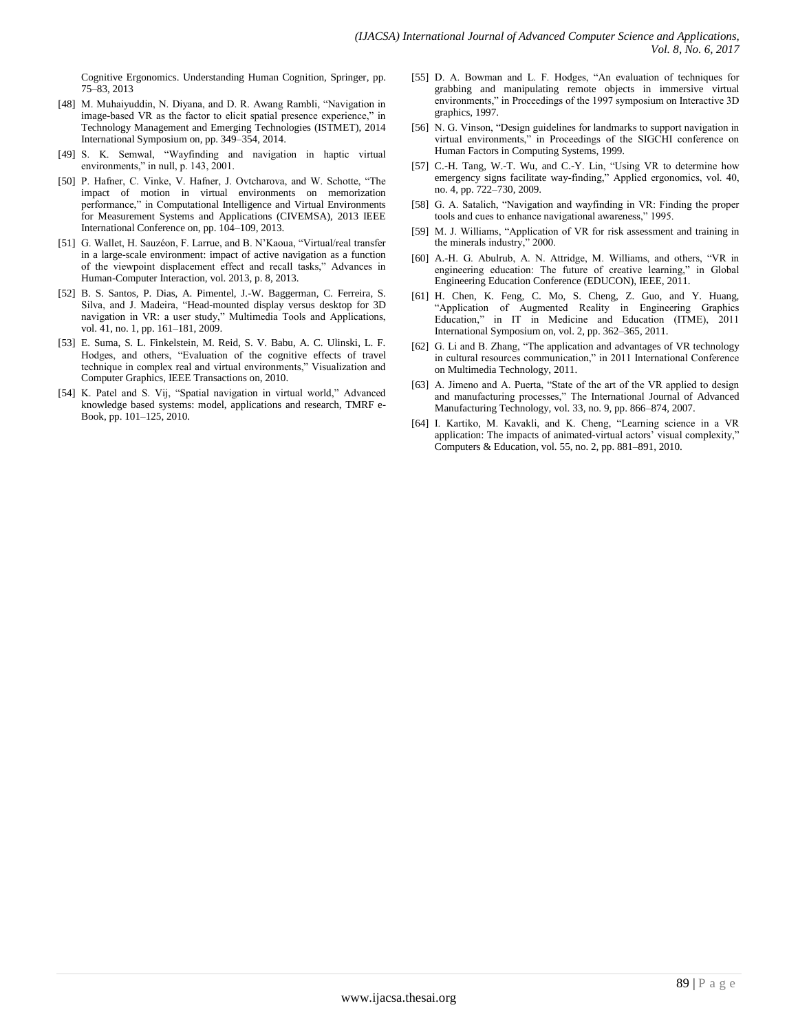Cognitive Ergonomics. Understanding Human Cognition, Springer, pp. 75–83, 2013

[48] M. Muhaiyuddin, N. Diyana, and D. R. Awang Rambli, "Navigation in image-based VR as the factor to elicit spatial presence experience," in Technology Management and Emerging Technologies (ISTMET), 2014 International Symposium on, pp. 349–354, 2014.

[49] S. K. Semwal, "Wayfinding and navigation in haptic virtual environments," in null, p. 143, 2001.

[50] P. Hafner, C. Vinke, V. Hafner, J. Ovtcharova, and W. Schotte, "The impact of motion in virtual environments on memorization performance," in Computational Intelligence and Virtual Environments for Measurement Systems and Applications (CIVEMSA), 2013 IEEE International Conference on, pp. 104–109, 2013.

[51] G. Wallet, H. Sauzéon, F. Larrue, and B. N'Kaoua, "Virtual/real transfer in a large-scale environment: impact of active navigation as a function of the viewpoint displacement effect and recall tasks," Advances in Human-Computer Interaction, vol. 2013, p. 8, 2013.

[52] B. S. Santos, P. Dias, A. Pimentel, J.-W. Baggerman, C. Ferreira, S. Silva, and J. Madeira, "Head-mounted display versus desktop for 3D navigation in VR: a user study," Multimedia Tools and Applications, vol. 41, no. 1, pp. 161–181, 2009.

[53] E. Suma, S. L. Finkelstein, M. Reid, S. V. Babu, A. C. Ulinski, L. F. Hodges, and others, "Evaluation of the cognitive effects of travel technique in complex real and virtual environments," Visualization and Computer Graphics, IEEE Transactions on, 2010.

[54] K. Patel and S. Vij, "Spatial navigation in virtual world," Advanced knowledge based systems: model, applications and research, TMRF e-Book, pp. 101–125, 2010.

[55] D. A. Bowman and L. F. Hodges, "An evaluation of techniques for grabbing and manipulating remote objects in immersive virtual environments," in Proceedings of the 1997 symposium on Interactive 3D graphics, 1997.

[56] N. G. Vinson, "Design guidelines for landmarks to support navigation in virtual environments," in Proceedings of the SIGCHI conference on Human Factors in Computing Systems, 1999.

[57] C.-H. Tang, W.-T. Wu, and C.-Y. Lin, "Using VR to determine how emergency signs facilitate way-finding," Applied ergonomics, vol. 40, no. 4, pp. 722–730, 2009.

[58] G. A. Satalich, "Navigation and wayfinding in VR: Finding the proper tools and cues to enhance navigational awareness," 1995.

[59] M. J. Williams, "Application of VR for risk assessment and training in the minerals industry," 2000.

[60] A.-H. G. Abulrub, A. N. Attridge, M. Williams, and others, "VR in engineering education: The future of creative learning," in Global Engineering Education Conference (EDUCON), IEEE, 2011.

[61] H. Chen, K. Feng, C. Mo, S. Cheng, Z. Guo, and Y. Huang, "Application of Augmented Reality in Engineering Graphics Education," in IT in Medicine and Education (ITME), 2011 International Symposium on, vol. 2, pp. 362–365, 2011.

[62] G. Li and B. Zhang, "The application and advantages of VR technology in cultural resources communication," in 2011 International Conference on Multimedia Technology, 2011.

[63] A. Jimeno and A. Puerta, "State of the art of the VR applied to design and manufacturing processes," The International Journal of Advanced Manufacturing Technology, vol. 33, no. 9, pp. 866–874, 2007.

[64] I. Kartiko, M. Kavakli, and K. Cheng, "Learning science in a VR application: The impacts of animated-virtual actors' visual complexity," Computers & Education, vol. 55, no. 2, pp. 881–891, 2010.